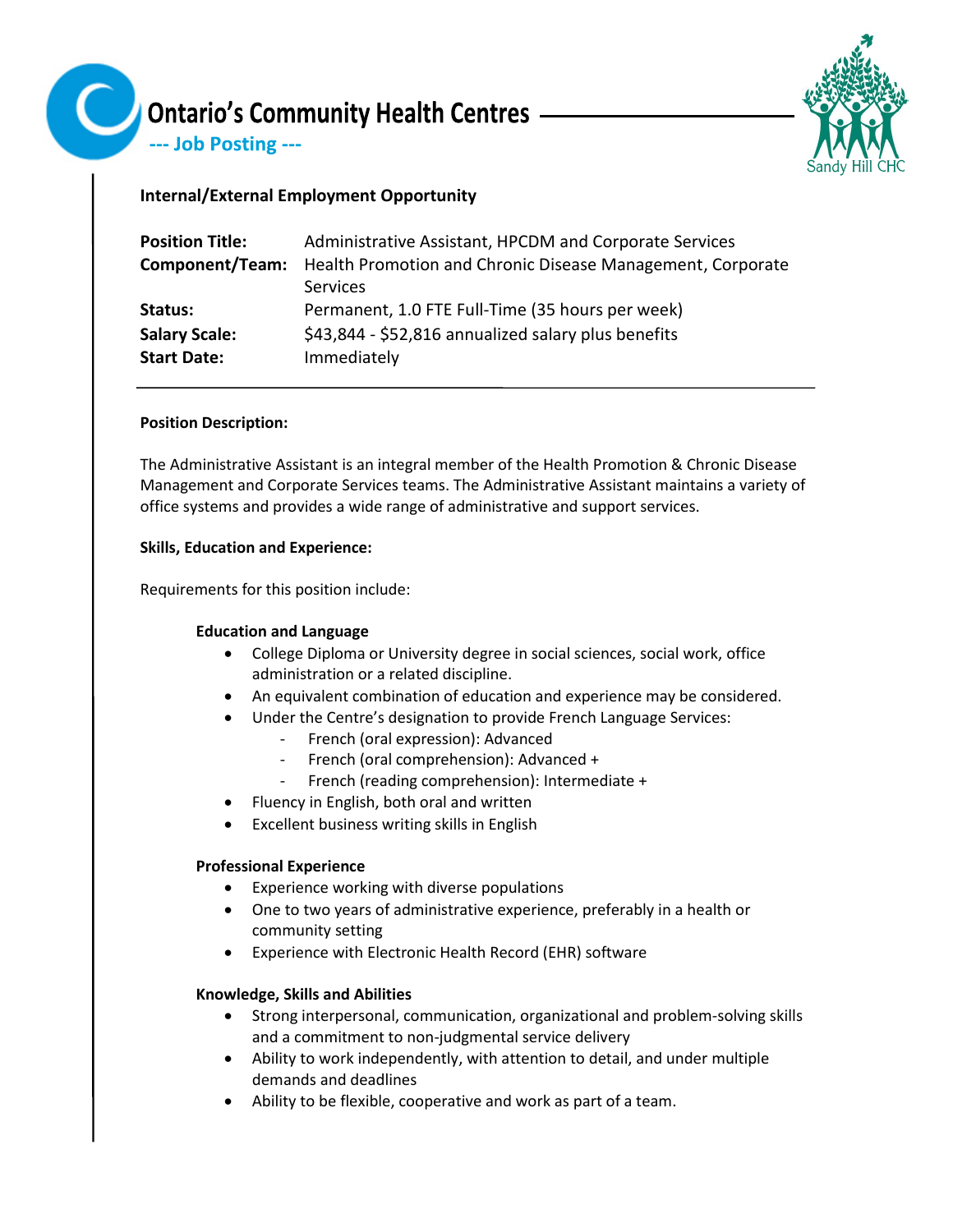# Ontario's Community Health Centres

**--- Job Posting ---**

Sandy Hill CHC

**Internal/External Employment Opportunity**

| | |
|---|---|
| **Position Title:** | Administrative Assistant, HPCDM and Corporate Services |
| **Component/Team:** | Health Promotion and Chronic Disease Management, Corporate Services |
| **Status:** | Permanent, 1.0 FTE Full-Time (35 hours per week) |
| **Salary Scale:** | $43,844 - $52,816 annualized salary plus benefits |
| **Start Date:** | Immediately |

**Position Description:**

The Administrative Assistant is an integral member of the Health Promotion & Chronic Disease Management and Corporate Services teams. The Administrative Assistant maintains a variety of office systems and provides a wide range of administrative and support services.

**Skills, Education and Experience:**

Requirements for this position include:

**Education and Language**

- College Diploma or University degree in social sciences, social work, office administration or a related discipline.
- An equivalent combination of education and experience may be considered.
- Under the Centre's designation to provide French Language Services:
  - French (oral expression): Advanced
  - French (oral comprehension): Advanced +
  - French (reading comprehension): Intermediate +
- Fluency in English, both oral and written
- Excellent business writing skills in English

**Professional Experience**

- Experience working with diverse populations
- One to two years of administrative experience, preferably in a health or community setting
- Experience with Electronic Health Record (EHR) software

**Knowledge, Skills and Abilities**

- Strong interpersonal, communication, organizational and problem-solving skills and a commitment to non-judgmental service delivery
- Ability to work independently, with attention to detail, and under multiple demands and deadlines
- Ability to be flexible, cooperative and work as part of a team.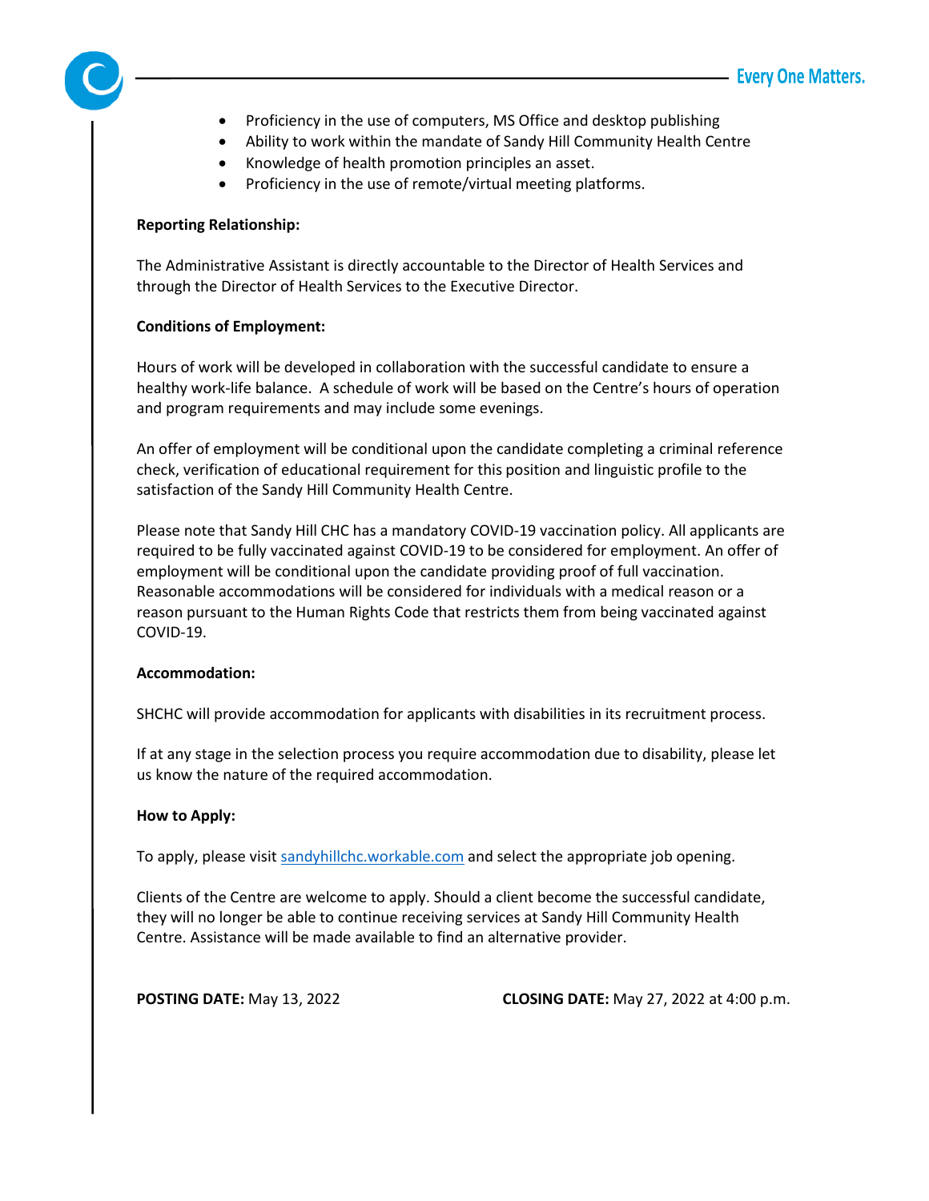- Proficiency in the use of computers, MS Office and desktop publishing
- Ability to work within the mandate of Sandy Hill Community Health Centre
- Knowledge of health promotion principles an asset.
- Proficiency in the use of remote/virtual meeting platforms.

**Reporting Relationship:**

The Administrative Assistant is directly accountable to the Director of Health Services and through the Director of Health Services to the Executive Director.

**Conditions of Employment:**

Hours of work will be developed in collaboration with the successful candidate to ensure a healthy work-life balance. A schedule of work will be based on the Centre's hours of operation and program requirements and may include some evenings.

An offer of employment will be conditional upon the candidate completing a criminal reference check, verification of educational requirement for this position and linguistic profile to the satisfaction of the Sandy Hill Community Health Centre.

Please note that Sandy Hill CHC has a mandatory COVID-19 vaccination policy. All applicants are required to be fully vaccinated against COVID-19 to be considered for employment. An offer of employment will be conditional upon the candidate providing proof of full vaccination. Reasonable accommodations will be considered for individuals with a medical reason or a reason pursuant to the Human Rights Code that restricts them from being vaccinated against COVID-19.

**Accommodation:**

SHCHC will provide accommodation for applicants with disabilities in its recruitment process.

If at any stage in the selection process you require accommodation due to disability, please let us know the nature of the required accommodation.

**How to Apply:**

To apply, please visit [sandyhillchc.workable.com](sandyhillchc.workable.com) and select the appropriate job opening.

Clients of the Centre are welcome to apply. Should a client become the successful candidate, they will no longer be able to continue receiving services at Sandy Hill Community Health Centre. Assistance will be made available to find an alternative provider.

**POSTING DATE:** May 13, 2022

**CLOSING DATE:** May 27, 2022 at 4:00 p.m.